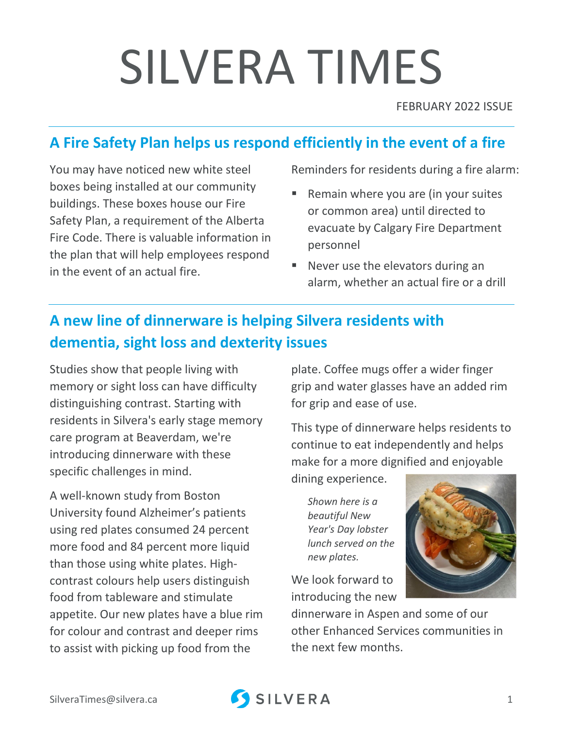# SILVERA TIMES

FEBRUARY 2022 ISSUE

## A Fire Safety Plan helps us respond efficiently in the event of a fire

You may have noticed new white steel boxes being installed at our community buildings. These boxes house our Fire Safety Plan, a requirement of the Alberta Fire Code. There is valuable information in the plan that will help employees respond in the event of an actual fire.

Reminders for residents during a fire alarm:

- Remain where you are (in your suites or common area) until directed to evacuate by Calgary Fire Department personnel
- Never use the elevators during an alarm, whether an actual fire or a drill

## A new line of dinnerware is helping Silvera residents with dementia, sight loss and dexterity issues

Studies show that people living with memory or sight loss can have difficulty distinguishing contrast. Starting with residents in Silvera's early stage memory care program at Beaverdam, we're introducing dinnerware with these specific challenges in mind.

A well-known study from Boston University found Alzheimer's patients using red plates consumed 24 percent more food and 84 percent more liquid than those using white plates. High-contrast colours help users distinguish food from tableware and stimulate appetite. Our new plates have a blue rim for colour and contrast and deeper rims to assist with picking up food from the plate. Coffee mugs offer a wider finger grip and water glasses have an added rim for grip and ease of use.

This type of dinnerware helps residents to continue to eat independently and helps make for a more dignified and enjoyable dining experience.

*Shown here is a beautiful New Year's Day lobster lunch served on the new plates.*

We look forward to introducing the new dinnerware in Aspen and some of our other Enhanced Services communities in the next few months.

SilveraTimes@silvera.ca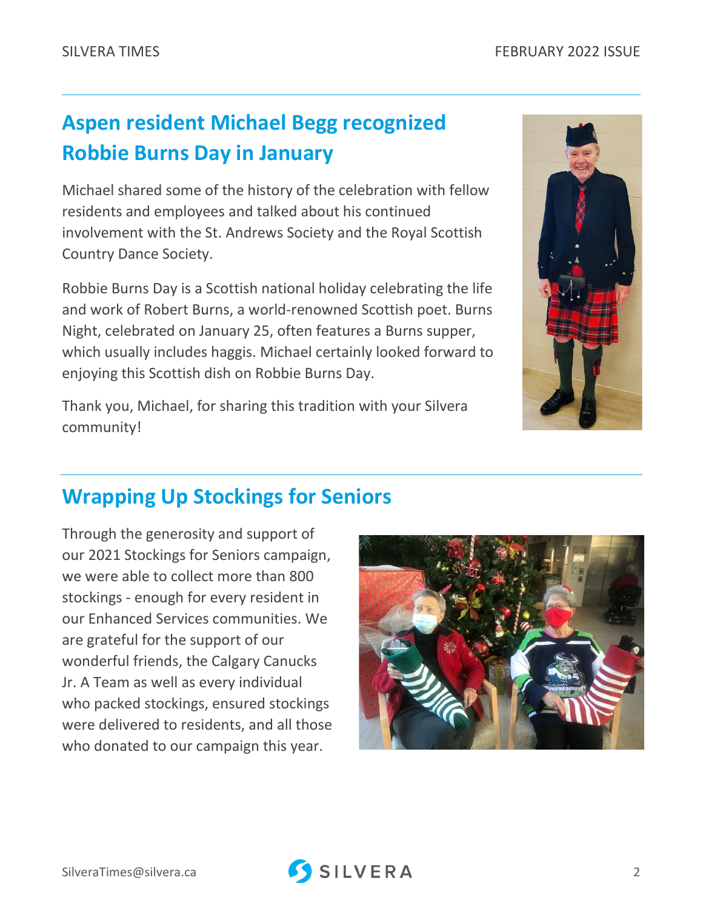## Aspen resident Michael Begg recognized Robbie Burns Day in January

Michael shared some of the history of the celebration with fellow residents and employees and talked about his continued involvement with the St. Andrews Society and the Royal Scottish Country Dance Society.

Robbie Burns Day is a Scottish national holiday celebrating the life and work of Robert Burns, a world-renowned Scottish poet. Burns Night, celebrated on January 25, often features a Burns supper, which usually includes haggis. Michael certainly looked forward to enjoying this Scottish dish on Robbie Burns Day.

Thank you, Michael, for sharing this tradition with your Silvera community!

## Wrapping Up Stockings for Seniors

Through the generosity and support of our 2021 Stockings for Seniors campaign, we were able to collect more than 800 stockings - enough for every resident in our Enhanced Services communities. We are grateful for the support of our wonderful friends, the Calgary Canucks Jr. A Team as well as every individual who packed stockings, ensured stockings were delivered to residents, and all those who donated to our campaign this year.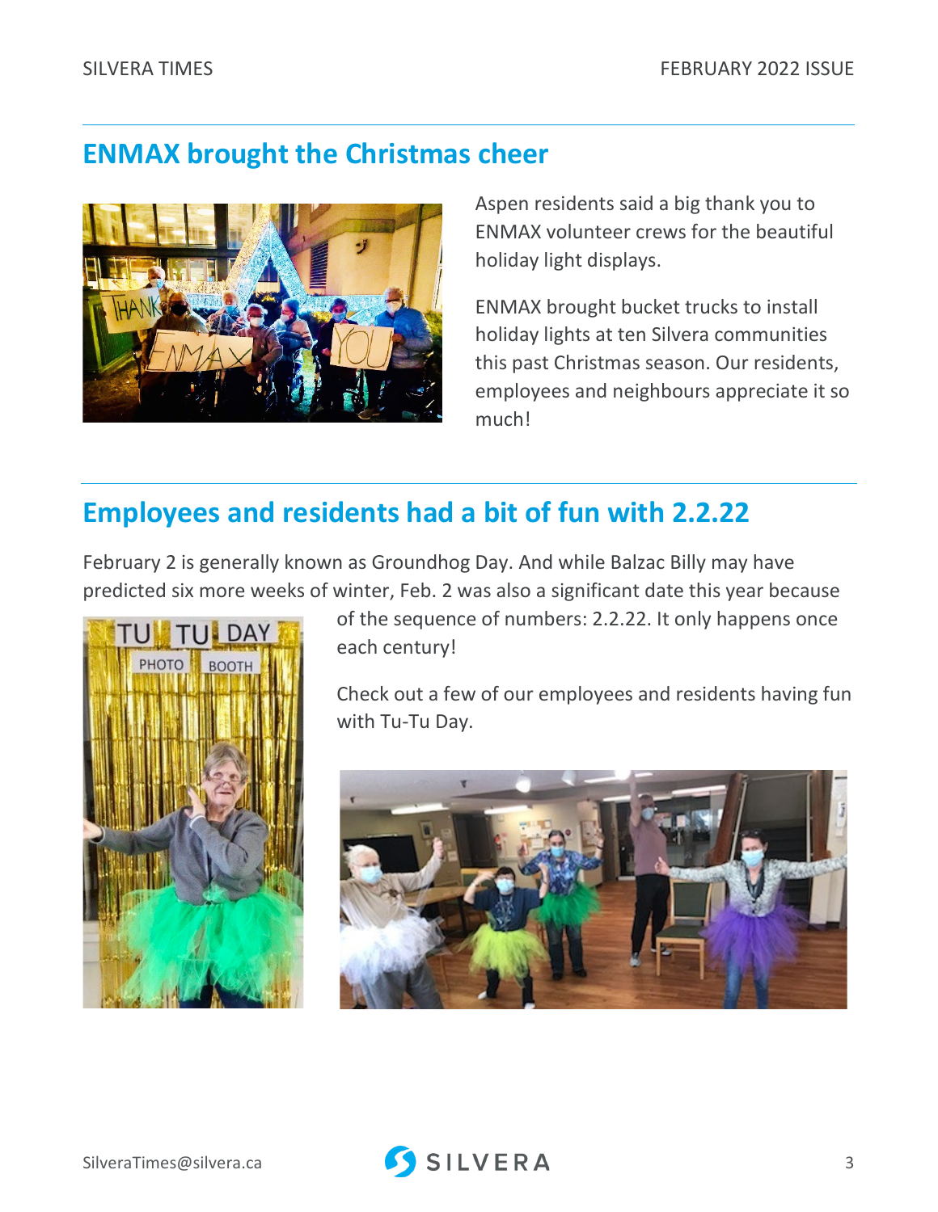## ENMAX brought the Christmas cheer

Aspen residents said a big thank you to ENMAX volunteer crews for the beautiful holiday light displays.

ENMAX brought bucket trucks to install holiday lights at ten Silvera communities this past Christmas season. Our residents, employees and neighbours appreciate it so much!

## Employees and residents had a bit of fun with 2.2.22

February 2 is generally known as Groundhog Day. And while Balzac Billy may have predicted six more weeks of winter, Feb. 2 was also a significant date this year because of the sequence of numbers: 2.2.22. It only happens once each century!

Check out a few of our employees and residents having fun with Tu-Tu Day.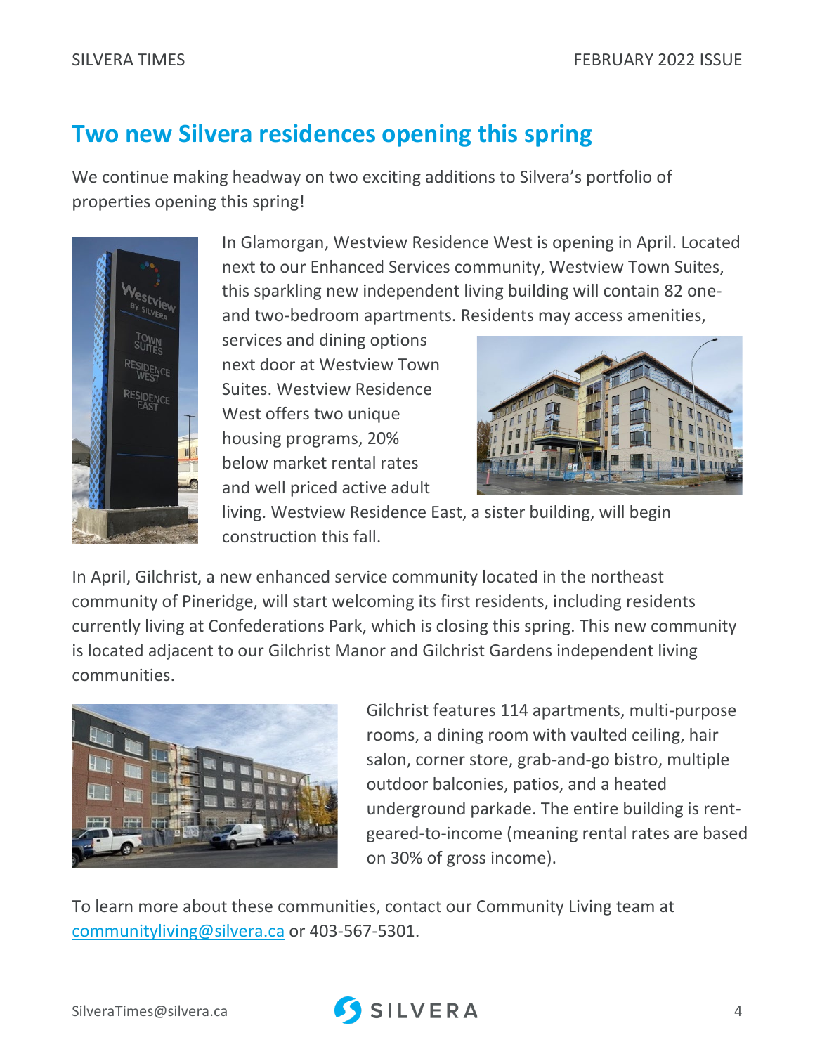## Two new Silvera residences opening this spring

We continue making headway on two exciting additions to Silvera's portfolio of properties opening this spring!

In Glamorgan, Westview Residence West is opening in April. Located next to our Enhanced Services community, Westview Town Suites, this sparkling new independent living building will contain 82 one- and two-bedroom apartments. Residents may access amenities, services and dining options next door at Westview Town Suites. Westview Residence West offers two unique housing programs, 20% below market rental rates and well priced active adult living. Westview Residence East, a sister building, will begin construction this fall.

In April, Gilchrist, a new enhanced service community located in the northeast community of Pineridge, will start welcoming its first residents, including residents currently living at Confederations Park, which is closing this spring. This new community is located adjacent to our Gilchrist Manor and Gilchrist Gardens independent living communities.

Gilchrist features 114 apartments, multi-purpose rooms, a dining room with vaulted ceiling, hair salon, corner store, grab-and-go bistro, multiple outdoor balconies, patios, and a heated underground parkade. The entire building is rent-geared-to-income (meaning rental rates are based on 30% of gross income).

To learn more about these communities, contact our Community Living team at communityliving@silvera.ca or 403-567-5301.